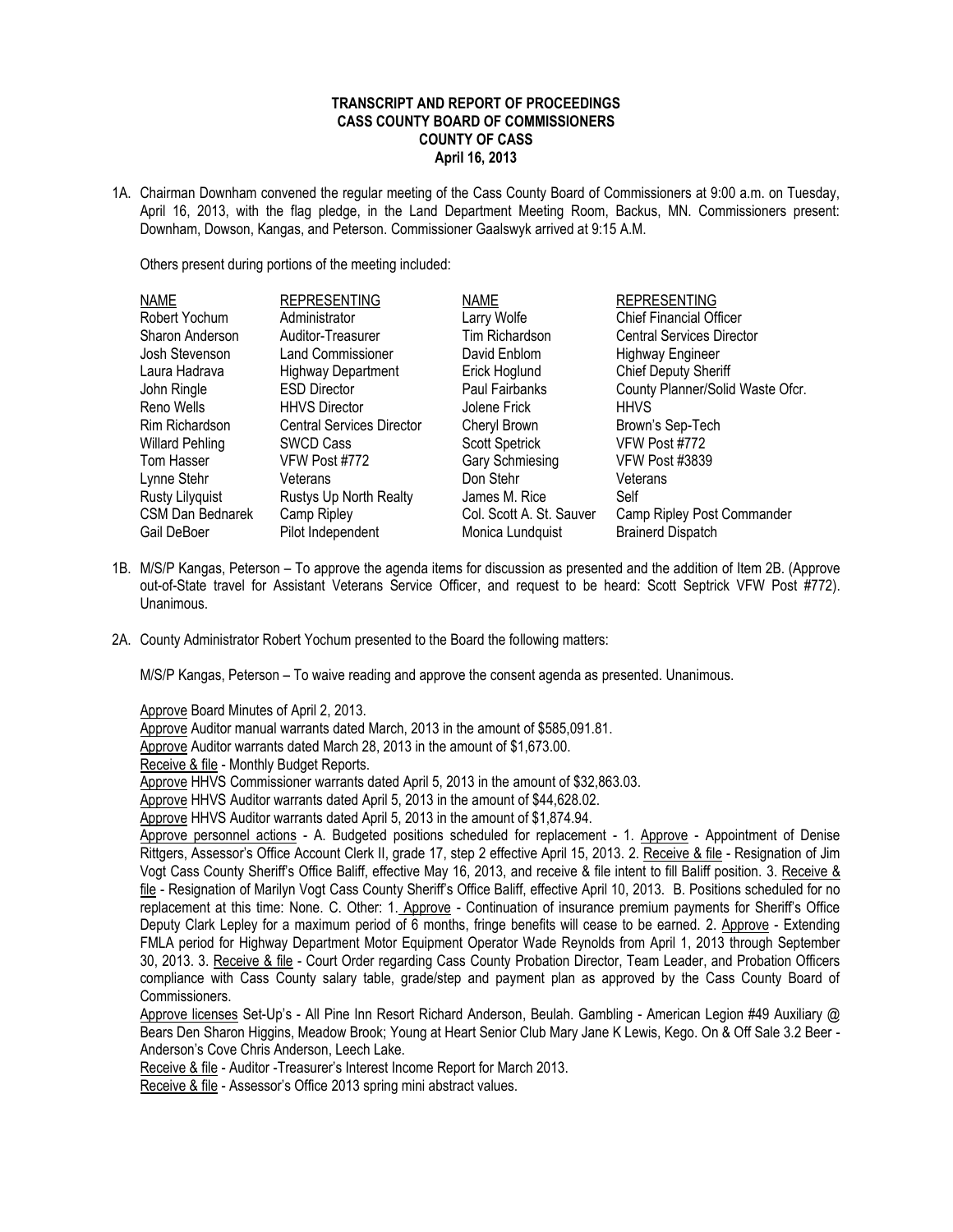**TRANSCRIPT AND REPORT OF PROCEEDINGS**
**CASS COUNTY BOARD OF COMMISSIONERS**
**COUNTY OF CASS**
**April 16, 2013**

1A. Chairman Downham convened the regular meeting of the Cass County Board of Commissioners at 9:00 a.m. on Tuesday, April 16, 2013, with the flag pledge, in the Land Department Meeting Room, Backus, MN. Commissioners present: Downham, Dowson, Kangas, and Peterson. Commissioner Gaalswyk arrived at 9:15 A.M.

Others present during portions of the meeting included:

| NAME | REPRESENTING | NAME | REPRESENTING |
|---|---|---|---|
| Robert Yochum | Administrator | Larry Wolfe | Chief Financial Officer |
| Sharon Anderson | Auditor-Treasurer | Tim Richardson | Central Services Director |
| Josh Stevenson | Land Commissioner | David Enblom | Highway Engineer |
| Laura Hadrava | Highway Department | Erick Hoglund | Chief Deputy Sheriff |
| John Ringle | ESD Director | Paul Fairbanks | County Planner/Solid Waste Ofcr. |
| Reno Wells | HHVS Director | Jolene Frick | HHVS |
| Rim Richardson | Central Services Director | Cheryl Brown | Brown's Sep-Tech |
| Willard Pehling | SWCD Cass | Scott Spetrick | VFW Post #772 |
| Tom Hasser | VFW Post #772 | Gary Schmiesing | VFW Post #3839 |
| Lynne Stehr | Veterans | Don Stehr | Veterans |
| Rusty Lilyquist | Rustys Up North Realty | James M. Rice | Self |
| CSM Dan Bednarek | Camp Ripley | Col. Scott A. St. Sauver | Camp Ripley Post Commander |
| Gail DeBoer | Pilot Independent | Monica Lundquist | Brainerd Dispatch |

1B. M/S/P Kangas, Peterson – To approve the agenda items for discussion as presented and the addition of Item 2B. (Approve out-of-State travel for Assistant Veterans Service Officer, and request to be heard: Scott Septrick VFW Post #772). Unanimous.

2A. County Administrator Robert Yochum presented to the Board the following matters:

M/S/P Kangas, Peterson – To waive reading and approve the consent agenda as presented. Unanimous.

Approve Board Minutes of April 2, 2013.
Approve Auditor manual warrants dated March, 2013 in the amount of $585,091.81.
Approve Auditor warrants dated March 28, 2013 in the amount of $1,673.00.
Receive & file - Monthly Budget Reports.
Approve HHVS Commissioner warrants dated April 5, 2013 in the amount of $32,863.03.
Approve HHVS Auditor warrants dated April 5, 2013 in the amount of $44,628.02.
Approve HHVS Auditor warrants dated April 5, 2013 in the amount of $1,874.94.
Approve personnel actions - A. Budgeted positions scheduled for replacement - 1. Approve - Appointment of Denise Rittgers, Assessor's Office Account Clerk II, grade 17, step 2 effective April 15, 2013. 2. Receive & file - Resignation of Jim Vogt Cass County Sheriff's Office Baliff, effective May 16, 2013, and receive & file intent to fill Baliff position. 3. Receive & file - Resignation of Marilyn Vogt Cass County Sheriff's Office Baliff, effective April 10, 2013. B. Positions scheduled for no replacement at this time: None. C. Other: 1. Approve - Continuation of insurance premium payments for Sheriff's Office Deputy Clark Lepley for a maximum period of 6 months, fringe benefits will cease to be earned. 2. Approve - Extending FMLA period for Highway Department Motor Equipment Operator Wade Reynolds from April 1, 2013 through September 30, 2013. 3. Receive & file - Court Order regarding Cass County Probation Director, Team Leader, and Probation Officers compliance with Cass County salary table, grade/step and payment plan as approved by the Cass County Board of Commissioners.
Approve licenses Set-Up's - All Pine Inn Resort Richard Anderson, Beulah. Gambling - American Legion #49 Auxiliary @ Bears Den Sharon Higgins, Meadow Brook; Young at Heart Senior Club Mary Jane K Lewis, Kego. On & Off Sale 3.2 Beer - Anderson's Cove Chris Anderson, Leech Lake.
Receive & file - Auditor -Treasurer's Interest Income Report for March 2013.
Receive & file - Assessor's Office 2013 spring mini abstract values.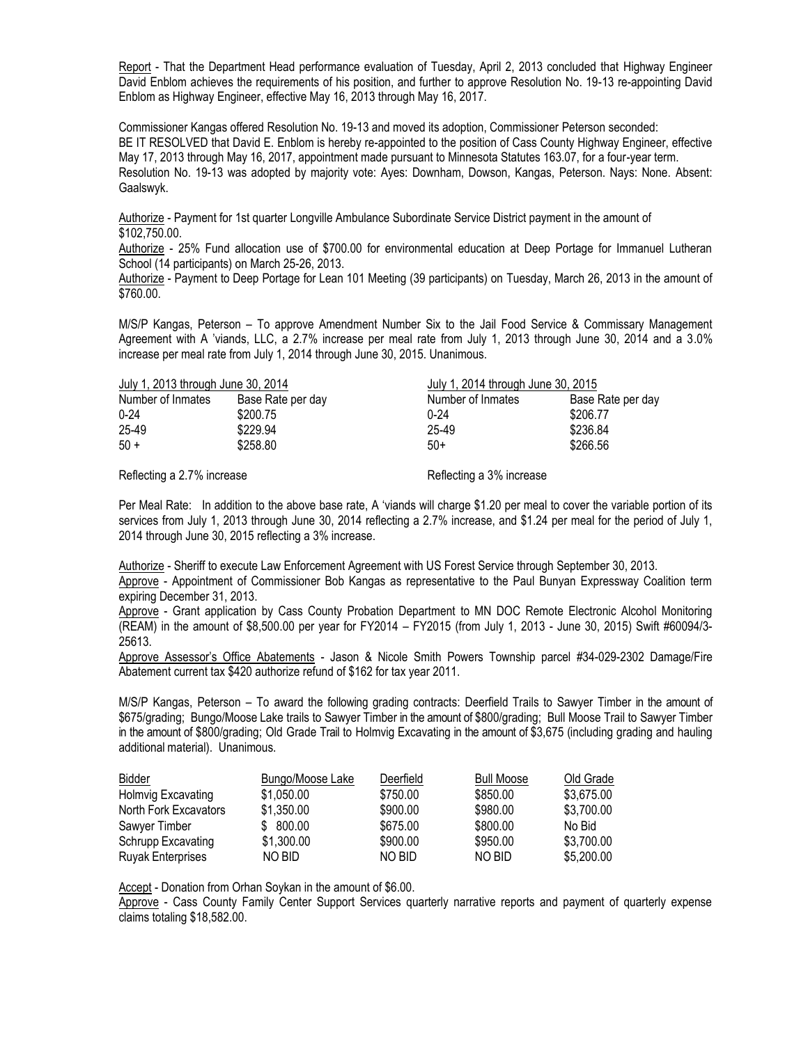Report - That the Department Head performance evaluation of Tuesday, April 2, 2013 concluded that Highway Engineer David Enblom achieves the requirements of his position, and further to approve Resolution No. 19-13 re-appointing David Enblom as Highway Engineer, effective May 16, 2013 through May 16, 2017.

Commissioner Kangas offered Resolution No. 19-13 and moved its adoption, Commissioner Peterson seconded:
BE IT RESOLVED that David E. Enblom is hereby re-appointed to the position of Cass County Highway Engineer, effective May 17, 2013 through May 16, 2017, appointment made pursuant to Minnesota Statutes 163.07, for a four-year term.
Resolution No. 19-13 was adopted by majority vote: Ayes: Downham, Dowson, Kangas, Peterson. Nays: None. Absent: Gaalswyk.

Authorize - Payment for 1st quarter Longville Ambulance Subordinate Service District payment in the amount of $102,750.00.
Authorize - 25% Fund allocation use of $700.00 for environmental education at Deep Portage for Immanuel Lutheran School (14 participants) on March 25-26, 2013.
Authorize - Payment to Deep Portage for Lean 101 Meeting (39 participants) on Tuesday, March 26, 2013 in the amount of $760.00.

M/S/P Kangas, Peterson – To approve Amendment Number Six to the Jail Food Service & Commissary Management Agreement with A 'viands, LLC, a 2.7% increase per meal rate from July 1, 2013 through June 30, 2014 and a 3.0% increase per meal rate from July 1, 2014 through June 30, 2015. Unanimous.

| July 1, 2013 through June 30, 2014 | | July 1, 2014 through June 30, 2015 | |
|---|---|---|---|
| Number of Inmates | Base Rate per day | Number of Inmates | Base Rate per day |
| 0-24 | $200.75 | 0-24 | $206.77 |
| 25-49 | $229.94 | 25-49 | $236.84 |
| 50 + | $258.80 | 50+ | $266.56 |
| Reflecting a 2.7% increase | | Reflecting a 3% increase | |

Per Meal Rate: In addition to the above base rate, A 'viands will charge $1.20 per meal to cover the variable portion of its services from July 1, 2013 through June 30, 2014 reflecting a 2.7% increase, and $1.24 per meal for the period of July 1, 2014 through June 30, 2015 reflecting a 3% increase.

Authorize - Sheriff to execute Law Enforcement Agreement with US Forest Service through September 30, 2013.
Approve - Appointment of Commissioner Bob Kangas as representative to the Paul Bunyan Expressway Coalition term expiring December 31, 2013.
Approve - Grant application by Cass County Probation Department to MN DOC Remote Electronic Alcohol Monitoring (REAM) in the amount of $8,500.00 per year for FY2014 – FY2015 (from July 1, 2013 - June 30, 2015) Swift #60094/3-25613.
Approve Assessor's Office Abatements - Jason & Nicole Smith Powers Township parcel #34-029-2302 Damage/Fire Abatement current tax $420 authorize refund of $162 for tax year 2011.

M/S/P Kangas, Peterson – To award the following grading contracts: Deerfield Trails to Sawyer Timber in the amount of $675/grading; Bungo/Moose Lake trails to Sawyer Timber in the amount of $800/grading; Bull Moose Trail to Sawyer Timber in the amount of $800/grading; Old Grade Trail to Holmvig Excavating in the amount of $3,675 (including grading and hauling additional material). Unanimous.

| Bidder | Bungo/Moose Lake | Deerfield | Bull Moose | Old Grade |
|---|---|---|---|---|
| Holmvig Excavating | $1,050.00 | $750.00 | $850.00 | $3,675.00 |
| North Fork Excavators | $1,350.00 | $900.00 | $980.00 | $3,700.00 |
| Sawyer Timber | $ 800.00 | $675.00 | $800.00 | No Bid |
| Schrupp Excavating | $1,300.00 | $900.00 | $950.00 | $3,700.00 |
| Ruyak Enterprises | NO BID | NO BID | NO BID | $5,200.00 |

Accept - Donation from Orhan Soykan in the amount of $6.00.
Approve - Cass County Family Center Support Services quarterly narrative reports and payment of quarterly expense claims totaling $18,582.00.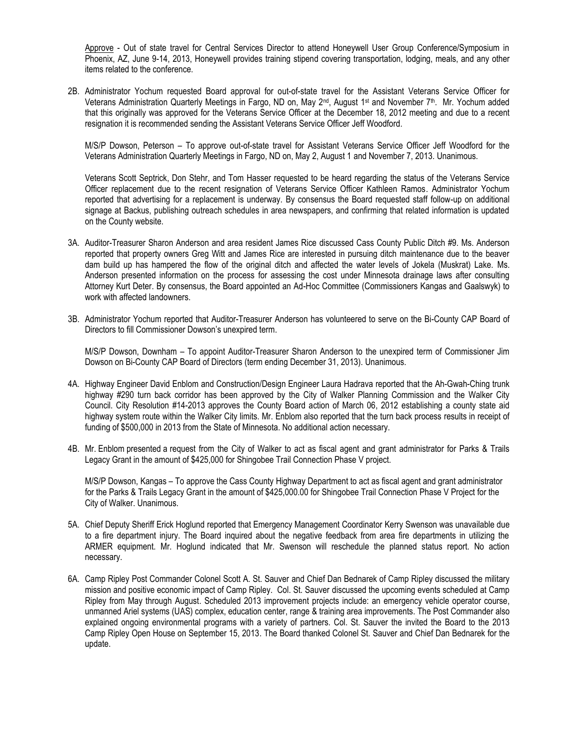Approve - Out of state travel for Central Services Director to attend Honeywell User Group Conference/Symposium in Phoenix, AZ, June 9-14, 2013, Honeywell provides training stipend covering transportation, lodging, meals, and any other items related to the conference.

2B. Administrator Yochum requested Board approval for out-of-state travel for the Assistant Veterans Service Officer for Veterans Administration Quarterly Meetings in Fargo, ND on, May 2nd, August 1st and November 7th. Mr. Yochum added that this originally was approved for the Veterans Service Officer at the December 18, 2012 meeting and due to a recent resignation it is recommended sending the Assistant Veterans Service Officer Jeff Woodford.

M/S/P Dowson, Peterson – To approve out-of-state travel for Assistant Veterans Service Officer Jeff Woodford for the Veterans Administration Quarterly Meetings in Fargo, ND on, May 2, August 1 and November 7, 2013. Unanimous.

Veterans Scott Septrick, Don Stehr, and Tom Hasser requested to be heard regarding the status of the Veterans Service Officer replacement due to the recent resignation of Veterans Service Officer Kathleen Ramos. Administrator Yochum reported that advertising for a replacement is underway. By consensus the Board requested staff follow-up on additional signage at Backus, publishing outreach schedules in area newspapers, and confirming that related information is updated on the County website.

3A. Auditor-Treasurer Sharon Anderson and area resident James Rice discussed Cass County Public Ditch #9. Ms. Anderson reported that property owners Greg Witt and James Rice are interested in pursuing ditch maintenance due to the beaver dam build up has hampered the flow of the original ditch and affected the water levels of Jokela (Muskrat) Lake. Ms. Anderson presented information on the process for assessing the cost under Minnesota drainage laws after consulting Attorney Kurt Deter. By consensus, the Board appointed an Ad-Hoc Committee (Commissioners Kangas and Gaalswyk) to work with affected landowners.

3B. Administrator Yochum reported that Auditor-Treasurer Anderson has volunteered to serve on the Bi-County CAP Board of Directors to fill Commissioner Dowson's unexpired term.

M/S/P Dowson, Downham – To appoint Auditor-Treasurer Sharon Anderson to the unexpired term of Commissioner Jim Dowson on Bi-County CAP Board of Directors (term ending December 31, 2013). Unanimous.

4A. Highway Engineer David Enblom and Construction/Design Engineer Laura Hadrava reported that the Ah-Gwah-Ching trunk highway #290 turn back corridor has been approved by the City of Walker Planning Commission and the Walker City Council. City Resolution #14-2013 approves the County Board action of March 06, 2012 establishing a county state aid highway system route within the Walker City limits. Mr. Enblom also reported that the turn back process results in receipt of funding of $500,000 in 2013 from the State of Minnesota. No additional action necessary.

4B. Mr. Enblom presented a request from the City of Walker to act as fiscal agent and grant administrator for Parks & Trails Legacy Grant in the amount of $425,000 for Shingobee Trail Connection Phase V project.

M/S/P Dowson, Kangas – To approve the Cass County Highway Department to act as fiscal agent and grant administrator for the Parks & Trails Legacy Grant in the amount of $425,000.00 for Shingobee Trail Connection Phase V Project for the City of Walker. Unanimous.

5A. Chief Deputy Sheriff Erick Hoglund reported that Emergency Management Coordinator Kerry Swenson was unavailable due to a fire department injury. The Board inquired about the negative feedback from area fire departments in utilizing the ARMER equipment. Mr. Hoglund indicated that Mr. Swenson will reschedule the planned status report. No action necessary.

6A. Camp Ripley Post Commander Colonel Scott A. St. Sauver and Chief Dan Bednarek of Camp Ripley discussed the military mission and positive economic impact of Camp Ripley. Col. St. Sauver discussed the upcoming events scheduled at Camp Ripley from May through August. Scheduled 2013 improvement projects include: an emergency vehicle operator course, unmanned Ariel systems (UAS) complex, education center, range & training area improvements. The Post Commander also explained ongoing environmental programs with a variety of partners. Col. St. Sauver the invited the Board to the 2013 Camp Ripley Open House on September 15, 2013. The Board thanked Colonel St. Sauver and Chief Dan Bednarek for the update.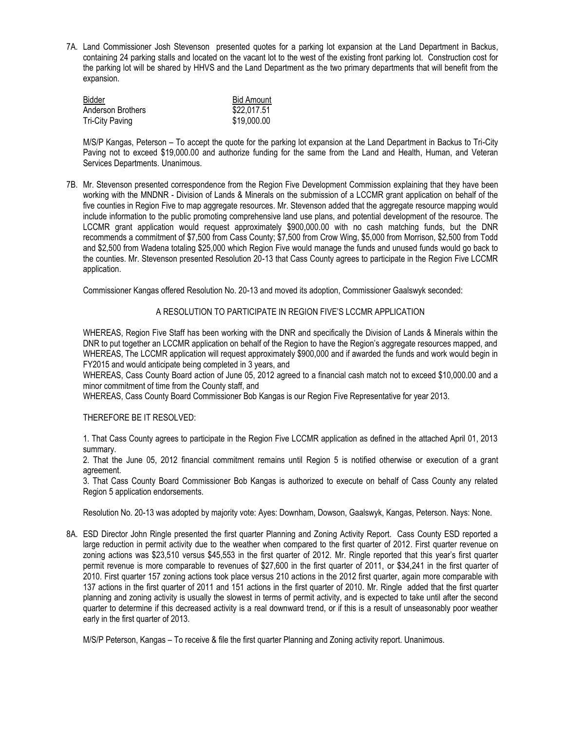7A. Land Commissioner Josh Stevenson presented quotes for a parking lot expansion at the Land Department in Backus, containing 24 parking stalls and located on the vacant lot to the west of the existing front parking lot. Construction cost for the parking lot will be shared by HHVS and the Land Department as the two primary departments that will benefit from the expansion.

| Bidder | Bid Amount |
|---|---|
| Anderson Brothers | $22,017.51 |
| Tri-City Paving | $19,000.00 |

M/S/P Kangas, Peterson – To accept the quote for the parking lot expansion at the Land Department in Backus to Tri-City Paving not to exceed $19,000.00 and authorize funding for the same from the Land and Health, Human, and Veteran Services Departments. Unanimous.

7B. Mr. Stevenson presented correspondence from the Region Five Development Commission explaining that they have been working with the MNDNR - Division of Lands & Minerals on the submission of a LCCMR grant application on behalf of the five counties in Region Five to map aggregate resources. Mr. Stevenson added that the aggregate resource mapping would include information to the public promoting comprehensive land use plans, and potential development of the resource. The LCCMR grant application would request approximately $900,000.00 with no cash matching funds, but the DNR recommends a commitment of $7,500 from Cass County; $7,500 from Crow Wing, $5,000 from Morrison, $2,500 from Todd and $2,500 from Wadena totaling $25,000 which Region Five would manage the funds and unused funds would go back to the counties. Mr. Stevenson presented Resolution 20-13 that Cass County agrees to participate in the Region Five LCCMR application.

Commissioner Kangas offered Resolution No. 20-13 and moved its adoption, Commissioner Gaalswyk seconded:

A RESOLUTION TO PARTICIPATE IN REGION FIVE'S LCCMR APPLICATION

WHEREAS, Region Five Staff has been working with the DNR and specifically the Division of Lands & Minerals within the DNR to put together an LCCMR application on behalf of the Region to have the Region's aggregate resources mapped, and
WHEREAS, The LCCMR application will request approximately $900,000 and if awarded the funds and work would begin in FY2015 and would anticipate being completed in 3 years, and
WHEREAS, Cass County Board action of June 05, 2012 agreed to a financial cash match not to exceed $10,000.00 and a minor commitment of time from the County staff, and
WHEREAS, Cass County Board Commissioner Bob Kangas is our Region Five Representative for year 2013.

THEREFORE BE IT RESOLVED:

1. That Cass County agrees to participate in the Region Five LCCMR application as defined in the attached April 01, 2013 summary.
2. That the June 05, 2012 financial commitment remains until Region 5 is notified otherwise or execution of a grant agreement.
3. That Cass County Board Commissioner Bob Kangas is authorized to execute on behalf of Cass County any related Region 5 application endorsements.

Resolution No. 20-13 was adopted by majority vote: Ayes: Downham, Dowson, Gaalswyk, Kangas, Peterson. Nays: None.

8A. ESD Director John Ringle presented the first quarter Planning and Zoning Activity Report. Cass County ESD reported a large reduction in permit activity due to the weather when compared to the first quarter of 2012. First quarter revenue on zoning actions was $23,510 versus $45,553 in the first quarter of 2012. Mr. Ringle reported that this year's first quarter permit revenue is more comparable to revenues of $27,600 in the first quarter of 2011, or $34,241 in the first quarter of 2010. First quarter 157 zoning actions took place versus 210 actions in the 2012 first quarter, again more comparable with 137 actions in the first quarter of 2011 and 151 actions in the first quarter of 2010. Mr. Ringle added that the first quarter planning and zoning activity is usually the slowest in terms of permit activity, and is expected to take until after the second quarter to determine if this decreased activity is a real downward trend, or if this is a result of unseasonably poor weather early in the first quarter of 2013.

M/S/P Peterson, Kangas – To receive & file the first quarter Planning and Zoning activity report. Unanimous.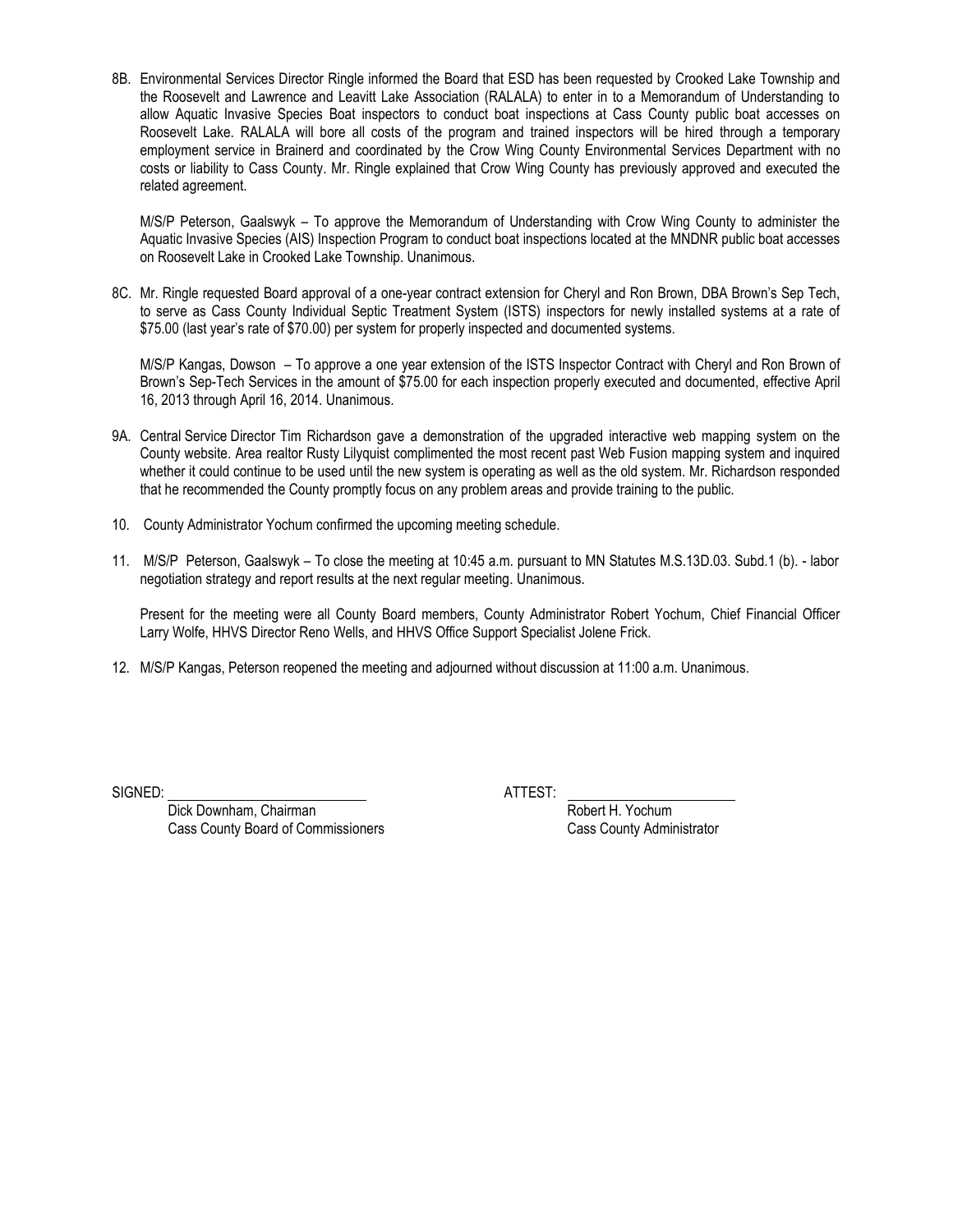8B. Environmental Services Director Ringle informed the Board that ESD has been requested by Crooked Lake Township and the Roosevelt and Lawrence and Leavitt Lake Association (RALALA) to enter in to a Memorandum of Understanding to allow Aquatic Invasive Species Boat inspectors to conduct boat inspections at Cass County public boat accesses on Roosevelt Lake. RALALA will bore all costs of the program and trained inspectors will be hired through a temporary employment service in Brainerd and coordinated by the Crow Wing County Environmental Services Department with no costs or liability to Cass County. Mr. Ringle explained that Crow Wing County has previously approved and executed the related agreement.

M/S/P Peterson, Gaalswyk – To approve the Memorandum of Understanding with Crow Wing County to administer the Aquatic Invasive Species (AIS) Inspection Program to conduct boat inspections located at the MNDNR public boat accesses on Roosevelt Lake in Crooked Lake Township. Unanimous.

8C. Mr. Ringle requested Board approval of a one-year contract extension for Cheryl and Ron Brown, DBA Brown's Sep Tech, to serve as Cass County Individual Septic Treatment System (ISTS) inspectors for newly installed systems at a rate of \$75.00 (last year's rate of \$70.00) per system for properly inspected and documented systems.

M/S/P Kangas, Dowson – To approve a one year extension of the ISTS Inspector Contract with Cheryl and Ron Brown of Brown's Sep-Tech Services in the amount of \$75.00 for each inspection properly executed and documented, effective April 16, 2013 through April 16, 2014. Unanimous.

9A. Central Service Director Tim Richardson gave a demonstration of the upgraded interactive web mapping system on the County website. Area realtor Rusty Lilyquist complimented the most recent past Web Fusion mapping system and inquired whether it could continue to be used until the new system is operating as well as the old system. Mr. Richardson responded that he recommended the County promptly focus on any problem areas and provide training to the public.

10. County Administrator Yochum confirmed the upcoming meeting schedule.

11. M/S/P Peterson, Gaalswyk – To close the meeting at 10:45 a.m. pursuant to MN Statutes M.S.13D.03. Subd.1 (b). - labor negotiation strategy and report results at the next regular meeting. Unanimous.

Present for the meeting were all County Board members, County Administrator Robert Yochum, Chief Financial Officer Larry Wolfe, HHVS Director Reno Wells, and HHVS Office Support Specialist Jolene Frick.

12. M/S/P Kangas, Peterson reopened the meeting and adjourned without discussion at 11:00 a.m. Unanimous.

SIGNED: \_\_\_\_\_\_\_\_\_\_\_\_\_\_\_\_\_\_\_\_\_\_\_\_\_\_\_\_
Dick Downham, Chairman
Cass County Board of Commissioners

ATTEST: \_\_\_\_\_\_\_\_\_\_\_\_\_\_\_\_\_\_\_\_\_\_\_\_\_\_\_\_
Robert H. Yochum
Cass County Administrator